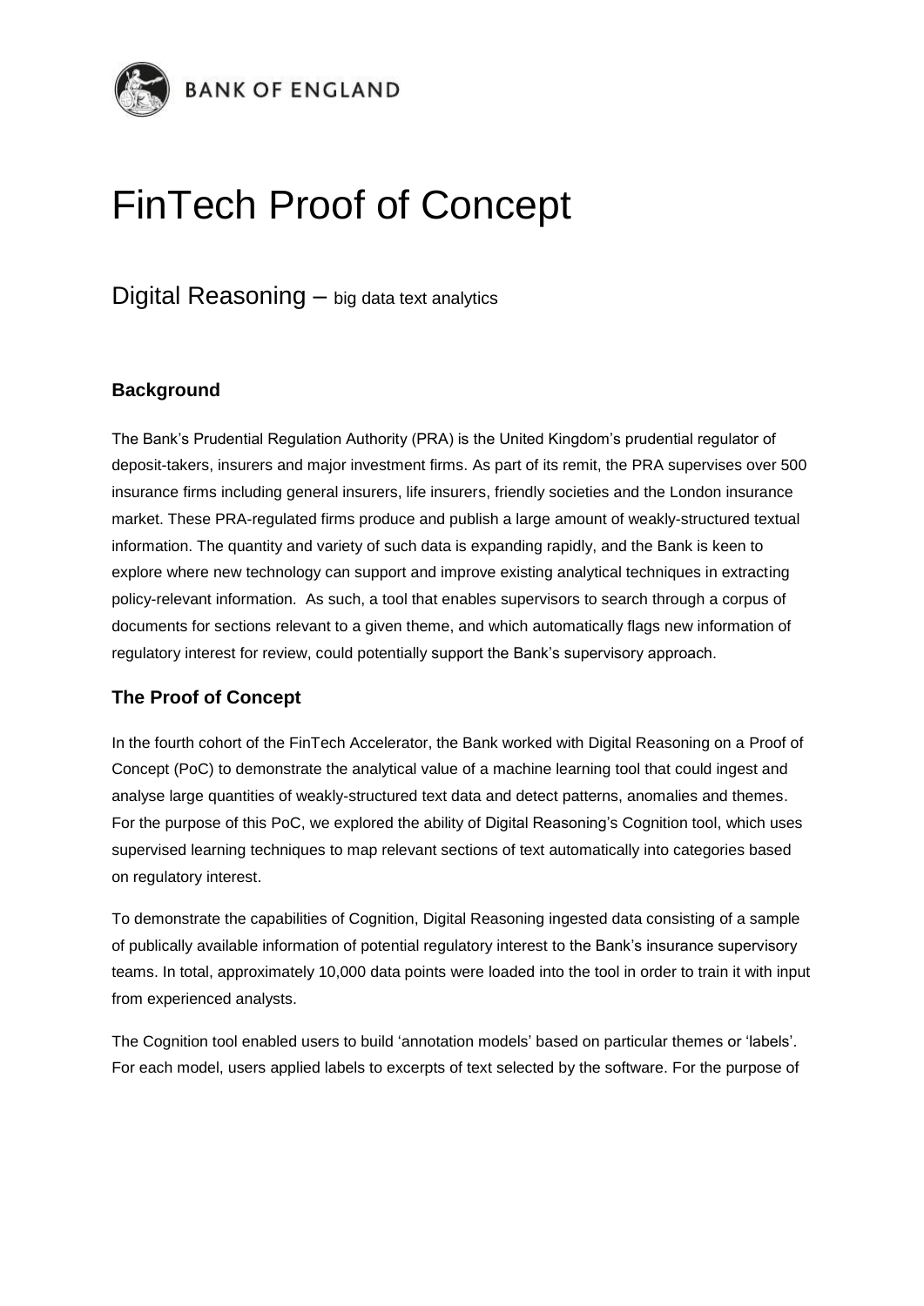BANK OF ENGLAND

# FinTech Proof of Concept

## Digital Reasoning – big data text analytics

### Background

The Bank's Prudential Regulation Authority (PRA) is the United Kingdom's prudential regulator of deposit-takers, insurers and major investment firms. As part of its remit, the PRA supervises over 500 insurance firms including general insurers, life insurers, friendly societies and the London insurance market. These PRA-regulated firms produce and publish a large amount of weakly-structured textual information. The quantity and variety of such data is expanding rapidly, and the Bank is keen to explore where new technology can support and improve existing analytical techniques in extracting policy-relevant information. As such, a tool that enables supervisors to search through a corpus of documents for sections relevant to a given theme, and which automatically flags new information of regulatory interest for review, could potentially support the Bank's supervisory approach.

### The Proof of Concept

In the fourth cohort of the FinTech Accelerator, the Bank worked with Digital Reasoning on a Proof of Concept (PoC) to demonstrate the analytical value of a machine learning tool that could ingest and analyse large quantities of weakly-structured text data and detect patterns, anomalies and themes. For the purpose of this PoC, we explored the ability of Digital Reasoning's Cognition tool, which uses supervised learning techniques to map relevant sections of text automatically into categories based on regulatory interest.

To demonstrate the capabilities of Cognition, Digital Reasoning ingested data consisting of a sample of publically available information of potential regulatory interest to the Bank's insurance supervisory teams. In total, approximately 10,000 data points were loaded into the tool in order to train it with input from experienced analysts.

The Cognition tool enabled users to build 'annotation models' based on particular themes or 'labels'. For each model, users applied labels to excerpts of text selected by the software. For the purpose of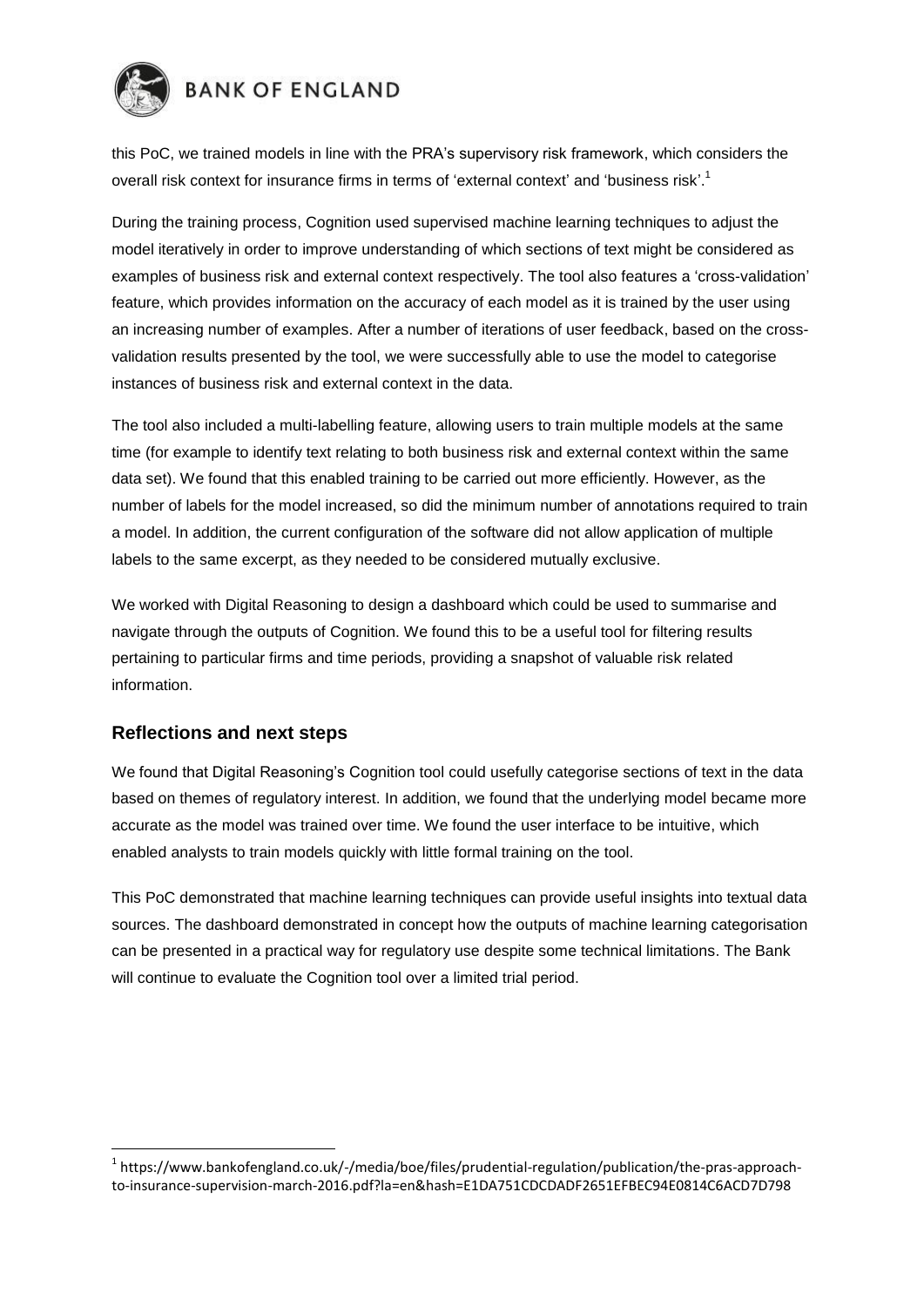this PoC, we trained models in line with the PRA's supervisory risk framework, which considers the overall risk context for insurance firms in terms of 'external context' and 'business risk'.[1]

During the training process, Cognition used supervised machine learning techniques to adjust the model iteratively in order to improve understanding of which sections of text might be considered as examples of business risk and external context respectively. The tool also features a 'cross-validation' feature, which provides information on the accuracy of each model as it is trained by the user using an increasing number of examples. After a number of iterations of user feedback, based on the cross-validation results presented by the tool, we were successfully able to use the model to categorise instances of business risk and external context in the data.

The tool also included a multi-labelling feature, allowing users to train multiple models at the same time (for example to identify text relating to both business risk and external context within the same data set). We found that this enabled training to be carried out more efficiently. However, as the number of labels for the model increased, so did the minimum number of annotations required to train a model. In addition, the current configuration of the software did not allow application of multiple labels to the same excerpt, as they needed to be considered mutually exclusive.

We worked with Digital Reasoning to design a dashboard which could be used to summarise and navigate through the outputs of Cognition. We found this to be a useful tool for filtering results pertaining to particular firms and time periods, providing a snapshot of valuable risk related information.

## Reflections and next steps

We found that Digital Reasoning's Cognition tool could usefully categorise sections of text in the data based on themes of regulatory interest. In addition, we found that the underlying model became more accurate as the model was trained over time. We found the user interface to be intuitive, which enabled analysts to train models quickly with little formal training on the tool.

This PoC demonstrated that machine learning techniques can provide useful insights into textual data sources. The dashboard demonstrated in concept how the outputs of machine learning categorisation can be presented in a practical way for regulatory use despite some technical limitations. The Bank will continue to evaluate the Cognition tool over a limited trial period.

[1] https://www.bankofengland.co.uk/-/media/boe/files/prudential-regulation/publication/the-pras-approach-to-insurance-supervision-march-2016.pdf?la=en&hash=E1DA751CDCDADF2651EFBEC94E0814C6ACD7D798